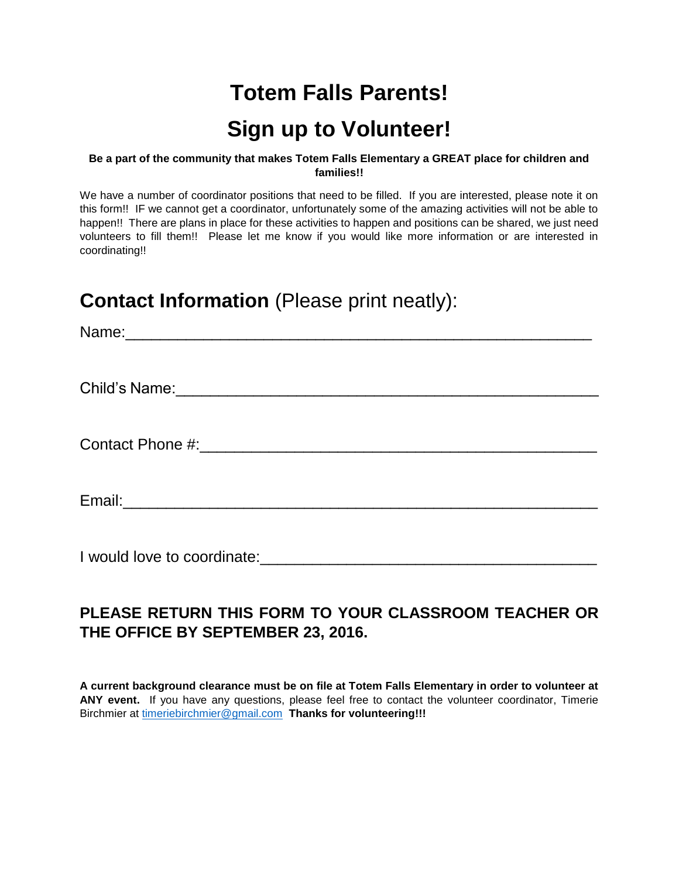# Totem Falls Parents!

# Sign up to Volunteer!

**Be a part of the community that makes Totem Falls Elementary a GREAT place for children and families!!**

We have a number of coordinator positions that need to be filled. If you are interested, please note it on this form!! IF we cannot get a coordinator, unfortunately some of the amazing activities will not be able to happen!! There are plans in place for these activities to happen and positions can be shared, we just need volunteers to fill them!! Please let me know if you would like more information or are interested in coordinating!!

## **Contact Information** (Please print neatly):

Name:_____________________________________________________

Child's Name:_______________________________________________

Contact Phone #:____________________________________________

Email:_____________________________________________________

I would love to coordinate:____________________________________

**PLEASE RETURN THIS FORM TO YOUR CLASSROOM TEACHER OR THE OFFICE BY SEPTEMBER 23, 2016.**

**A current background clearance must be on file at Totem Falls Elementary in order to volunteer at ANY event.** If you have any questions, please feel free to contact the volunteer coordinator, Timerie Birchmier at timeriebirchmier@gmail.com **Thanks for volunteering!!!**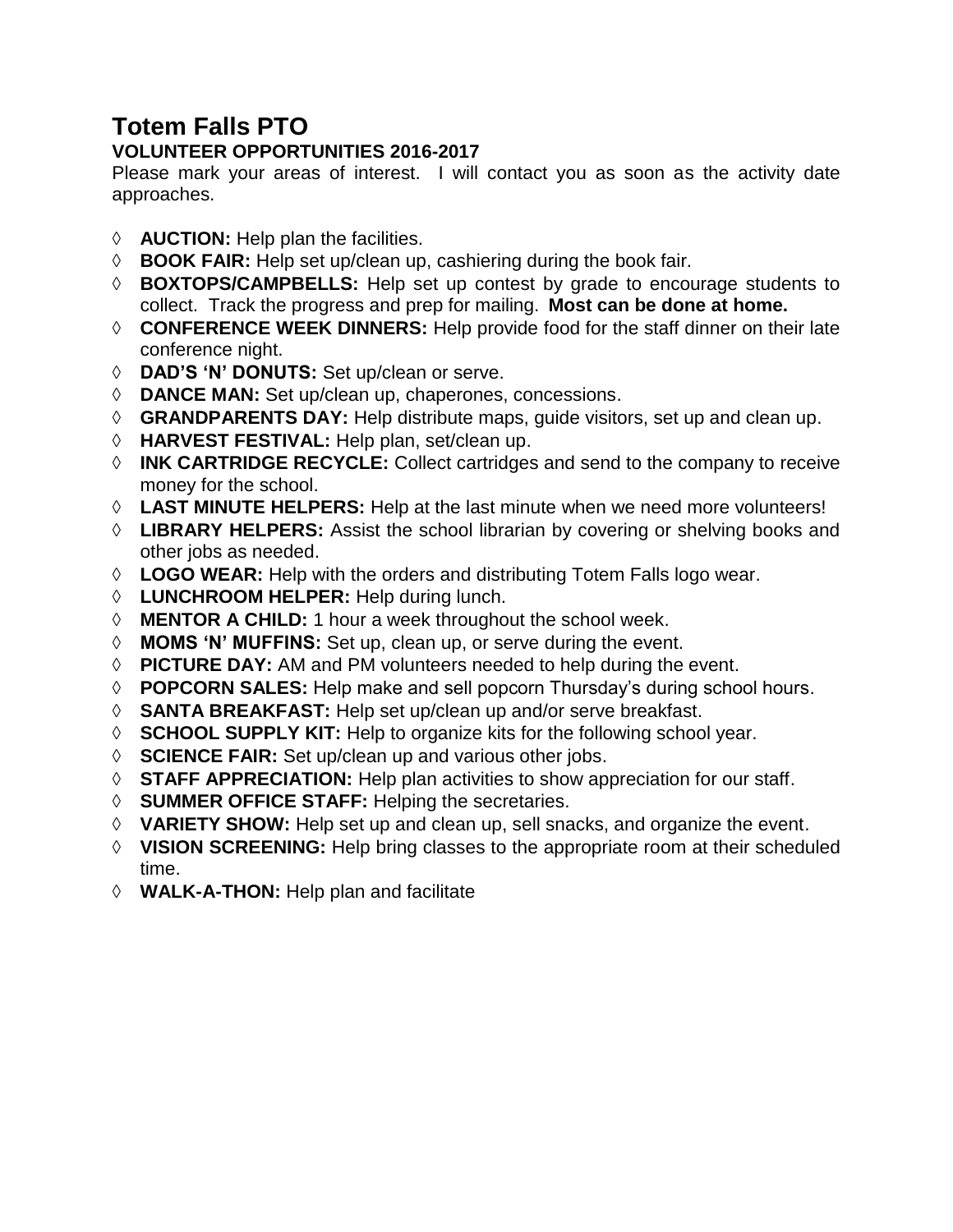# Totem Falls PTO

**VOLUNTEER OPPORTUNITIES 2016-2017**

Please mark your areas of interest. I will contact you as soon as the activity date approaches.

- ◊ **AUCTION:** Help plan the facilities.
- ◊ **BOOK FAIR:** Help set up/clean up, cashiering during the book fair.
- ◊ **BOXTOPS/CAMPBELLS:** Help set up contest by grade to encourage students to collect. Track the progress and prep for mailing. **Most can be done at home.**
- ◊ **CONFERENCE WEEK DINNERS:** Help provide food for the staff dinner on their late conference night.
- ◊ **DAD'S 'N' DONUTS:** Set up/clean or serve.
- ◊ **DANCE MAN:** Set up/clean up, chaperones, concessions.
- ◊ **GRANDPARENTS DAY:** Help distribute maps, guide visitors, set up and clean up.
- ◊ **HARVEST FESTIVAL:** Help plan, set/clean up.
- ◊ **INK CARTRIDGE RECYCLE:** Collect cartridges and send to the company to receive money for the school.
- ◊ **LAST MINUTE HELPERS:** Help at the last minute when we need more volunteers!
- ◊ **LIBRARY HELPERS:** Assist the school librarian by covering or shelving books and other jobs as needed.
- ◊ **LOGO WEAR:** Help with the orders and distributing Totem Falls logo wear.
- ◊ **LUNCHROOM HELPER:** Help during lunch.
- ◊ **MENTOR A CHILD:** 1 hour a week throughout the school week.
- ◊ **MOMS 'N' MUFFINS:** Set up, clean up, or serve during the event.
- ◊ **PICTURE DAY:** AM and PM volunteers needed to help during the event.
- ◊ **POPCORN SALES:** Help make and sell popcorn Thursday's during school hours.
- ◊ **SANTA BREAKFAST:** Help set up/clean up and/or serve breakfast.
- ◊ **SCHOOL SUPPLY KIT:** Help to organize kits for the following school year.
- ◊ **SCIENCE FAIR:** Set up/clean up and various other jobs.
- ◊ **STAFF APPRECIATION:** Help plan activities to show appreciation for our staff.
- ◊ **SUMMER OFFICE STAFF:** Helping the secretaries.
- ◊ **VARIETY SHOW:** Help set up and clean up, sell snacks, and organize the event.
- ◊ **VISION SCREENING:** Help bring classes to the appropriate room at their scheduled time.
- ◊ **WALK-A-THON:** Help plan and facilitate